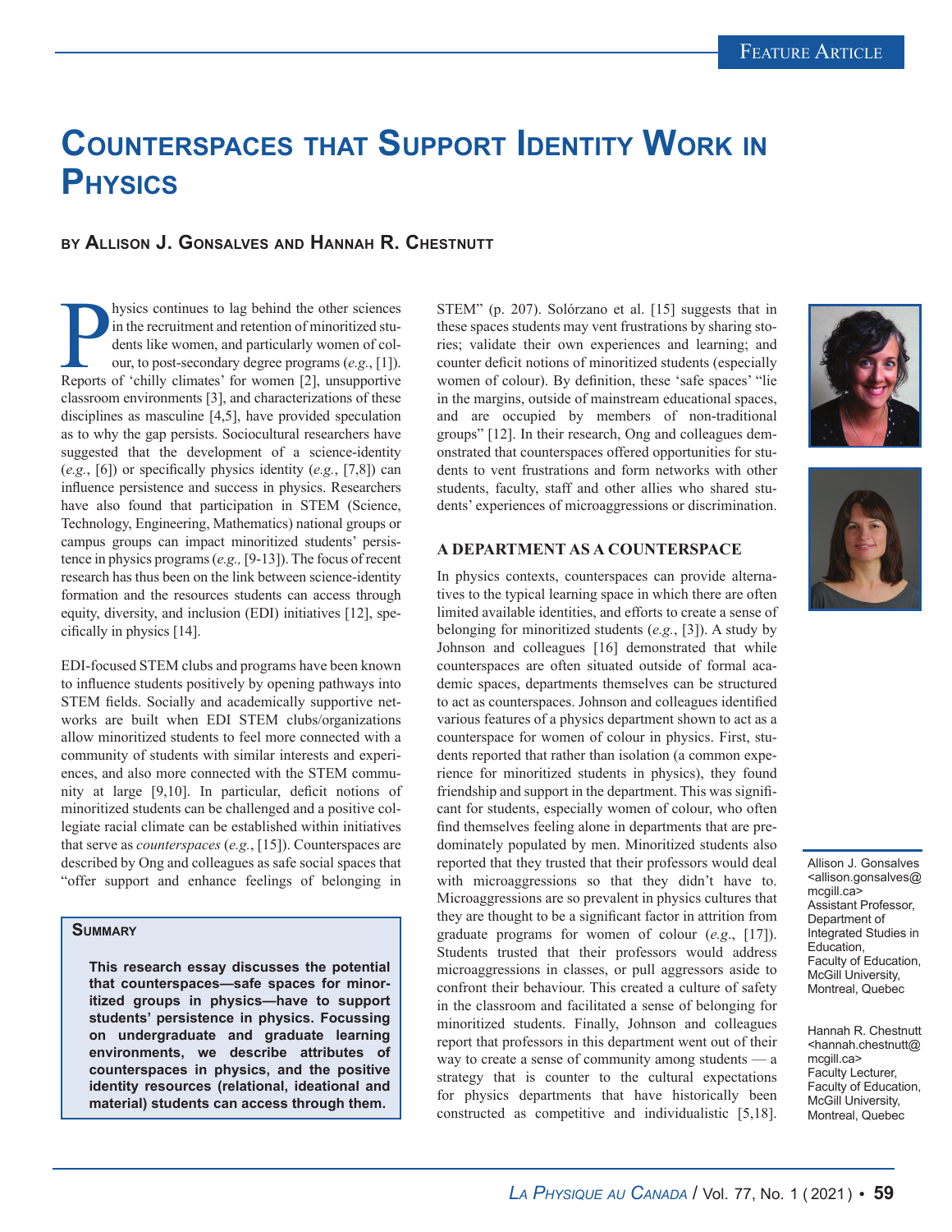Feature Article

# Counterspaces that Support Identity Work in Physics

**by Allison J. Gonsalves and Hannah R. Chestnutt**

> **Summary**
>
> **This research essay discusses the potential that counterspaces—safe spaces for minoritized groups in physics—have to support students' persistence in physics. Focussing on undergraduate and graduate learning environments, we describe attributes of counterspaces in physics, and the positive identity resources (relational, ideational and material) students can access through them.**

Physics continues to lag behind the other sciences in the recruitment and retention of minoritized students like women, and particularly women of colour, to post-secondary degree programs (*e.g.*, [1]). Reports of 'chilly climates' for women [2], unsupportive classroom environments [3], and characterizations of these disciplines as masculine [4,5], have provided speculation as to why the gap persists. Sociocultural researchers have suggested that the development of a science-identity (*e.g.*, [6]) or specifically physics identity (*e.g.*, [7,8]) can influence persistence and success in physics. Researchers have also found that participation in STEM (Science, Technology, Engineering, Mathematics) national groups or campus groups can impact minoritized students' persistence in physics programs (*e.g.,* [9-13]). The focus of recent research has thus been on the link between science-identity formation and the resources students can access through equity, diversity, and inclusion (EDI) initiatives [12], specifically in physics [14].

EDI-focused STEM clubs and programs have been known to influence students positively by opening pathways into STEM fields. Socially and academically supportive networks are built when EDI STEM clubs/organizations allow minoritized students to feel more connected with a community of students with similar interests and experiences, and also more connected with the STEM community at large [9,10]. In particular, deficit notions of minoritized students can be challenged and a positive collegiate racial climate can be established within initiatives that serve as *counterspaces* (*e.g.*, [15]). Counterspaces are described by Ong and colleagues as safe social spaces that "offer support and enhance feelings of belonging in STEM" (p. 207). Solórzano et al. [15] suggests that in these spaces students may vent frustrations by sharing stories; validate their own experiences and learning; and counter deficit notions of minoritized students (especially women of colour). By definition, these 'safe spaces' "lie in the margins, outside of mainstream educational spaces, and are occupied by members of non-traditional groups" [12]. In their research, Ong and colleagues demonstrated that counterspaces offered opportunities for students to vent frustrations and form networks with other students, faculty, staff and other allies who shared students' experiences of microaggressions or discrimination.

## A Department as a Counterspace

In physics contexts, counterspaces can provide alternatives to the typical learning space in which there are often limited available identities, and efforts to create a sense of belonging for minoritized students (*e.g.*, [3]). A study by Johnson and colleagues [16] demonstrated that while counterspaces are often situated outside of formal academic spaces, departments themselves can be structured to act as counterspaces. Johnson and colleagues identified various features of a physics department shown to act as a counterspace for women of colour in physics. First, students reported that rather than isolation (a common experience for minoritized students in physics), they found friendship and support in the department. This was significant for students, especially women of colour, who often find themselves feeling alone in departments that are predominately populated by men. Minoritized students also reported that they trusted that their professors would deal with microaggressions so that they didn't have to. Microaggressions are so prevalent in physics cultures that they are thought to be a significant factor in attrition from graduate programs for women of colour (*e.g.*, [17]). Students trusted that their professors would address microaggressions in classes, or pull aggressors aside to confront their behaviour. This created a culture of safety in the classroom and facilitated a sense of belonging for minoritized students. Finally, Johnson and colleagues report that professors in this department went out of their way to create a sense of community among students — a strategy that is counter to the cultural expectations for physics departments that have historically been constructed as competitive and individualistic [5,18].

Allison J. Gonsalves <allison.gonsalves@mcgill.ca>
Assistant Professor, Department of Integrated Studies in Education, Faculty of Education, McGill University, Montreal, Quebec

Hannah R. Chestnutt <hannah.chestnutt@mcgill.ca>
Faculty Lecturer, Faculty of Education, McGill University, Montreal, Quebec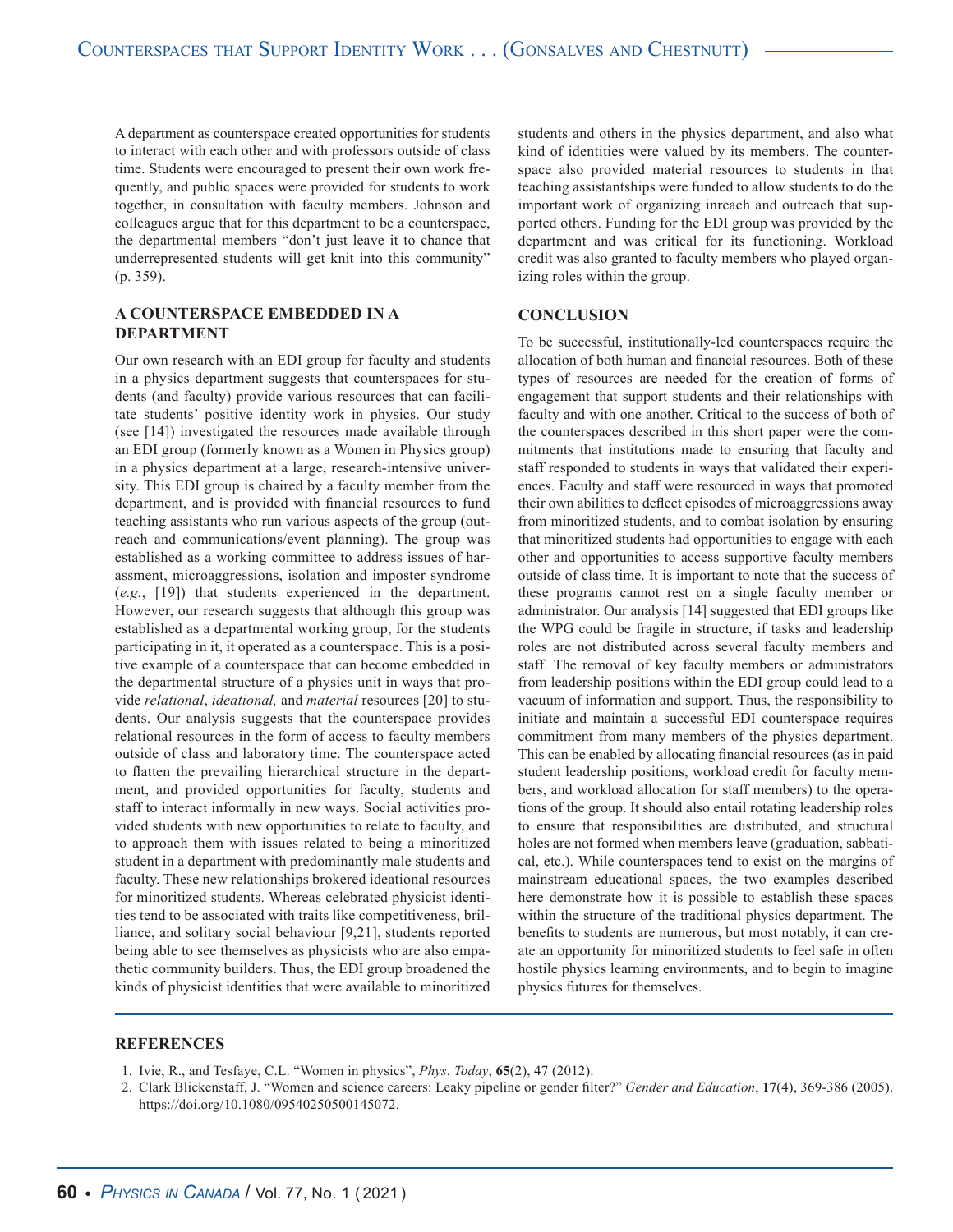A department as counterspace created opportunities for students to interact with each other and with professors outside of class time. Students were encouraged to present their own work frequently, and public spaces were provided for students to work together, in consultation with faculty members. Johnson and colleagues argue that for this department to be a counterspace, the departmental members "don't just leave it to chance that underrepresented students will get knit into this community" (p. 359).

## A COUNTERSPACE EMBEDDED IN A DEPARTMENT

Our own research with an EDI group for faculty and students in a physics department suggests that counterspaces for students (and faculty) provide various resources that can facilitate students' positive identity work in physics. Our study (see [14]) investigated the resources made available through an EDI group (formerly known as a Women in Physics group) in a physics department at a large, research-intensive university. This EDI group is chaired by a faculty member from the department, and is provided with financial resources to fund teaching assistants who run various aspects of the group (outreach and communications/event planning). The group was established as a working committee to address issues of harassment, microaggressions, isolation and imposter syndrome (*e.g.*, [19]) that students experienced in the department. However, our research suggests that although this group was established as a departmental working group, for the students participating in it, it operated as a counterspace. This is a positive example of a counterspace that can become embedded in the departmental structure of a physics unit in ways that provide *relational*, *ideational,* and *material* resources [20] to students. Our analysis suggests that the counterspace provides relational resources in the form of access to faculty members outside of class and laboratory time. The counterspace acted to flatten the prevailing hierarchical structure in the department, and provided opportunities for faculty, students and staff to interact informally in new ways. Social activities provided students with new opportunities to relate to faculty, and to approach them with issues related to being a minoritized student in a department with predominantly male students and faculty. These new relationships brokered ideational resources for minoritized students. Whereas celebrated physicist identities tend to be associated with traits like competitiveness, brilliance, and solitary social behaviour [9,21], students reported being able to see themselves as physicists who are also empathetic community builders. Thus, the EDI group broadened the kinds of physicist identities that were available to minoritized students and others in the physics department, and also what kind of identities were valued by its members. The counterspace also provided material resources to students in that teaching assistantships were funded to allow students to do the important work of organizing inreach and outreach that supported others. Funding for the EDI group was provided by the department and was critical for its functioning. Workload credit was also granted to faculty members who played organizing roles within the group.

## CONCLUSION

To be successful, institutionally-led counterspaces require the allocation of both human and financial resources. Both of these types of resources are needed for the creation of forms of engagement that support students and their relationships with faculty and with one another. Critical to the success of both of the counterspaces described in this short paper were the commitments that institutions made to ensuring that faculty and staff responded to students in ways that validated their experiences. Faculty and staff were resourced in ways that promoted their own abilities to deflect episodes of microaggressions away from minoritized students, and to combat isolation by ensuring that minoritized students had opportunities to engage with each other and opportunities to access supportive faculty members outside of class time. It is important to note that the success of these programs cannot rest on a single faculty member or administrator. Our analysis [14] suggested that EDI groups like the WPG could be fragile in structure, if tasks and leadership roles are not distributed across several faculty members and staff. The removal of key faculty members or administrators from leadership positions within the EDI group could lead to a vacuum of information and support. Thus, the responsibility to initiate and maintain a successful EDI counterspace requires commitment from many members of the physics department. This can be enabled by allocating financial resources (as in paid student leadership positions, workload credit for faculty members, and workload allocation for staff members) to the operations of the group. It should also entail rotating leadership roles to ensure that responsibilities are distributed, and structural holes are not formed when members leave (graduation, sabbatical, etc.). While counterspaces tend to exist on the margins of mainstream educational spaces, the two examples described here demonstrate how it is possible to establish these spaces within the structure of the traditional physics department. The benefits to students are numerous, but most notably, it can create an opportunity for minoritized students to feel safe in often hostile physics learning environments, and to begin to imagine physics futures for themselves.

## REFERENCES

1. Ivie, R., and Tesfaye, C.L. "Women in physics", *Phys. Today*, **65**(2), 47 (2012).
2. Clark Blickenstaff, J. "Women and science careers: Leaky pipeline or gender filter?" *Gender and Education*, **17**(4), 369-386 (2005). https://doi.org/10.1080/09540250500145072.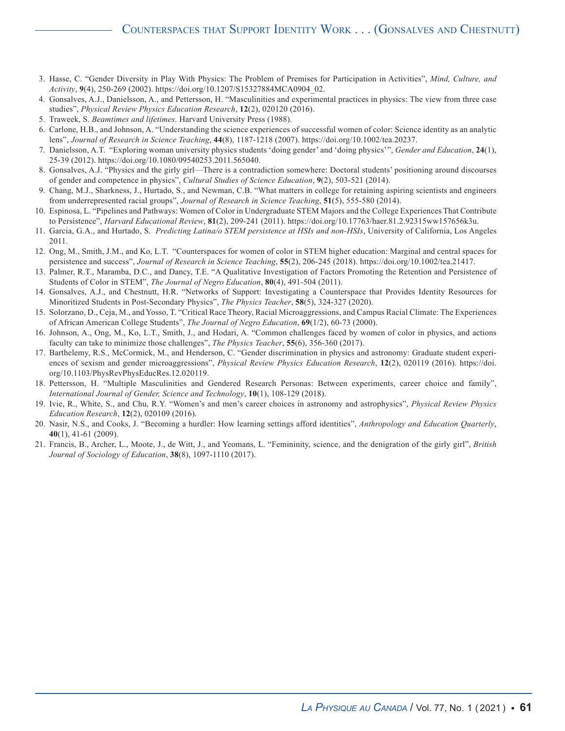3. Hasse, C. "Gender Diversity in Play With Physics: The Problem of Premises for Participation in Activities", *Mind, Culture, and Activity*, **9**(4), 250-269 (2002). https://doi.org/10.1207/S15327884MCA0904_02.
4. Gonsalves, A.J., Danielsson, A., and Pettersson, H. "Masculinities and experimental practices in physics: The view from three case studies", *Physical Review Physics Education Research*, **12**(2), 020120 (2016).
5. Traweek, S. *Beamtimes and lifetimes*. Harvard University Press (1988).
6. Carlone, H.B., and Johnson, A. "Understanding the science experiences of successful women of color: Science identity as an analytic lens", *Journal of Research in Science Teaching*, **44**(8), 1187-1218 (2007). https://doi.org/10.1002/tea.20237.
7. Danielsson, A.T. "Exploring woman university physics students 'doing gender' and 'doing physics'", *Gender and Education*, **24**(1), 25-39 (2012). https://doi.org/10.1080/09540253.2011.565040.
8. Gonsalves, A.J. "Physics and the girly girl—There is a contradiction somewhere: Doctoral students' positioning around discourses of gender and competence in physics", *Cultural Studies of Science Education*, **9**(2), 503-521 (2014).
9. Chang, M.J., Sharkness, J., Hurtado, S., and Newman, C.B. "What matters in college for retaining aspiring scientists and engineers from underrepresented racial groups", *Journal of Research in Science Teaching*, **51**(5), 555-580 (2014).
10. Espinosa, L. "Pipelines and Pathways: Women of Color in Undergraduate STEM Majors and the College Experiences That Contribute to Persistence", *Harvard Educational Review*, **81**(2), 209-241 (2011). https://doi.org/10.17763/haer.81.2.92315ww157656k3u.
11. Garcia, G.A., and Hurtado, S. *Predicting Latina/o STEM persistence at HSIs and non-HSIs*, University of California, Los Angeles 2011.
12. Ong, M., Smith, J.M., and Ko, L.T. "Counterspaces for women of color in STEM higher education: Marginal and central spaces for persistence and success", *Journal of Research in Science Teaching*, **55**(2), 206-245 (2018). https://doi.org/10.1002/tea.21417.
13. Palmer, R.T., Maramba, D.C., and Dancy, T.E. "A Qualitative Investigation of Factors Promoting the Retention and Persistence of Students of Color in STEM", *The Journal of Negro Education*, **80**(4), 491-504 (2011).
14. Gonsalves, A.J., and Chestnutt, H.R. "Networks of Support: Investigating a Counterspace that Provides Identity Resources for Minoritized Students in Post-Secondary Physics", *The Physics Teacher*, **58**(5), 324-327 (2020).
15. Solorzano, D., Ceja, M., and Yosso, T. "Critical Race Theory, Racial Microaggressions, and Campus Racial Climate: The Experiences of African American College Students", *The Journal of Negro Education*, **69**(1/2), 60-73 (2000).
16. Johnson, A., Ong, M., Ko, L.T., Smith, J., and Hodari, A. "Common challenges faced by women of color in physics, and actions faculty can take to minimize those challenges", *The Physics Teacher*, **55**(6), 356-360 (2017).
17. Barthelemy, R.S., McCormick, M., and Henderson, C. "Gender discrimination in physics and astronomy: Graduate student experiences of sexism and gender microaggressions", *Physical Review Physics Education Research*, **12**(2), 020119 (2016). https://doi.org/10.1103/PhysRevPhysEducRes.12.020119.
18. Pettersson, H. "Multiple Masculinities and Gendered Research Personas: Between experiments, career choice and family", *International Journal of Gender, Science and Technology*, **10**(1), 108-129 (2018).
19. Ivie, R., White, S., and Chu, R.Y. "Women's and men's career choices in astronomy and astrophysics", *Physical Review Physics Education Research*, **12**(2), 020109 (2016).
20. Nasir, N.S., and Cooks, J. "Becoming a hurdler: How learning settings afford identities", *Anthropology and Education Quarterly*, **40**(1), 41-61 (2009).
21. Francis, B., Archer, L., Moote, J., de Witt, J., and Yeomans, L. "Femininity, science, and the denigration of the girly girl", *British Journal of Sociology of Education*, **38**(8), 1097-1110 (2017).